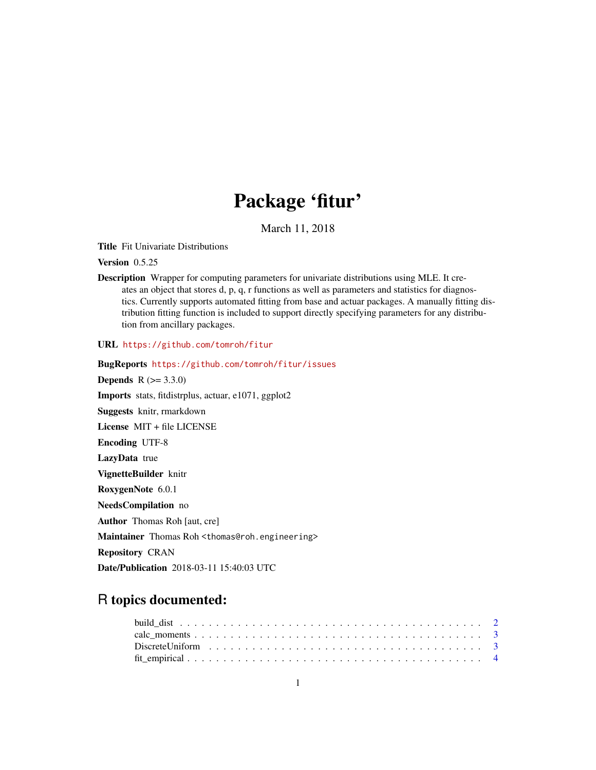# Package 'fitur'

March 11, 2018

**Title** Fit Univariate Distributions

**Version** 0.5.25

**Description** Wrapper for computing parameters for univariate distributions using MLE. It creates an object that stores d, p, q, r functions as well as parameters and statistics for diagnostics. Currently supports automated fitting from base and actuar packages. A manually fitting distribution fitting function is included to support directly specifying parameters for any distribution from ancillary packages.

**URL** https://github.com/tomroh/fitur

**BugReports** https://github.com/tomroh/fitur/issues

**Depends** R (>= 3.3.0)

**Imports** stats, fitdistrplus, actuar, e1071, ggplot2

**Suggests** knitr, rmarkdown

**License** MIT + file LICENSE

**Encoding** UTF-8

**LazyData** true

**VignetteBuilder** knitr

**RoxygenNote** 6.0.1

**NeedsCompilation** no

**Author** Thomas Roh [aut, cre]

**Maintainer** Thomas Roh <thomas@roh.engineering>

**Repository** CRAN

**Date/Publication** 2018-03-11 15:40:03 UTC

## R topics documented:

build_dist . . . . . . . . . . . . . . . . . . . . . . . . . . . . . . . . . . . . . . . . 2
calc_moments . . . . . . . . . . . . . . . . . . . . . . . . . . . . . . . . . . . . . . . 3
DiscreteUniform . . . . . . . . . . . . . . . . . . . . . . . . . . . . . . . . . . . . . 3
fit_empirical . . . . . . . . . . . . . . . . . . . . . . . . . . . . . . . . . . . . . . . 4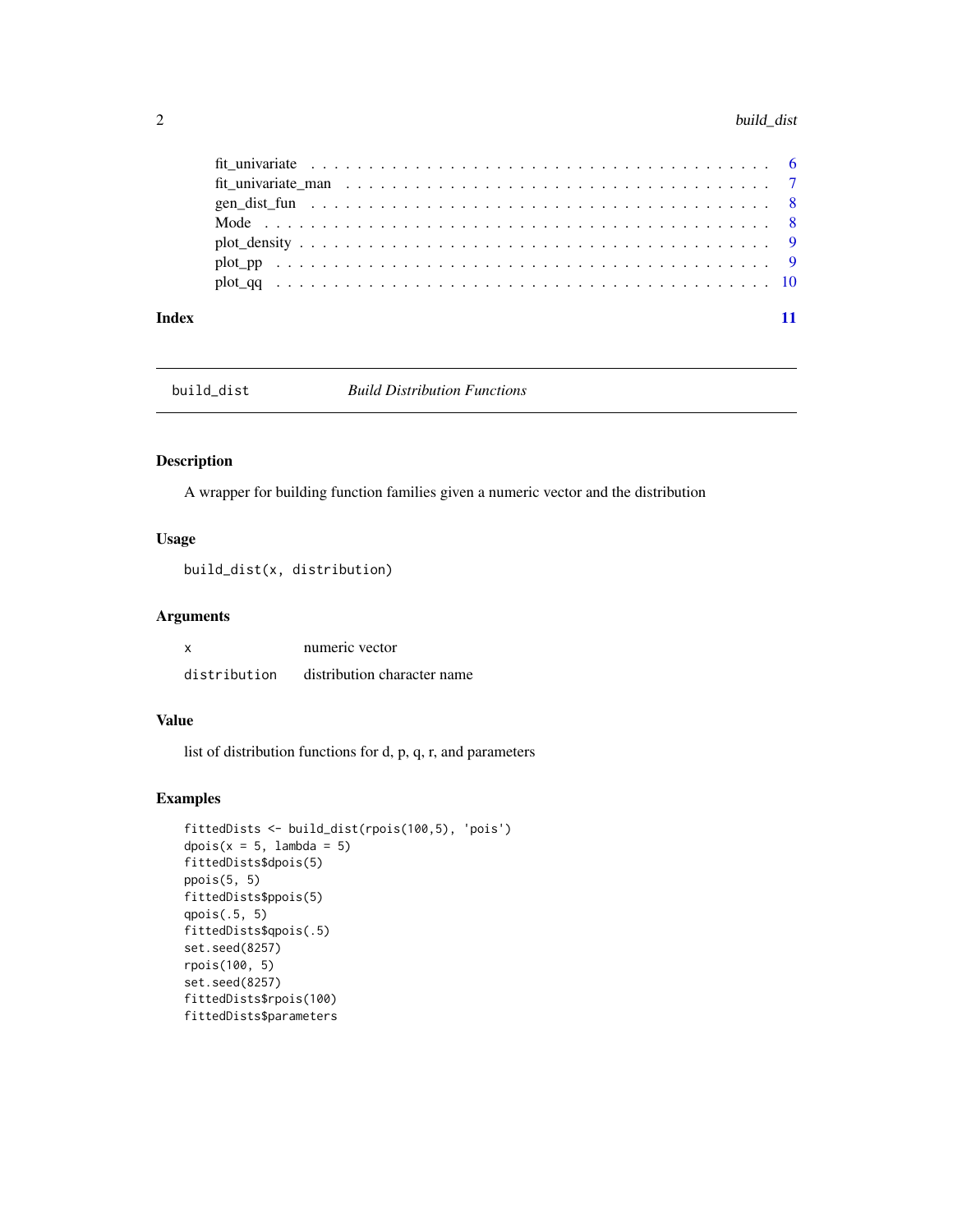| | |
|---|---|
| fit_univariate | 6 |
| fit_univariate_man | 7 |
| gen_dist_fun | 8 |
| Mode | 8 |
| plot_density | 9 |
| plot_pp | 9 |
| plot_qq | 10 |

**Index** **11**

---

## build_dist — *Build Distribution Functions*

### Description

A wrapper for building function families given a numeric vector and the distribution

### Usage

```
build_dist(x, distribution)
```

### Arguments

| | |
|---|---|
| `x` | numeric vector |
| `distribution` | distribution character name |

### Value

list of distribution functions for d, p, q, r, and parameters

### Examples

```
fittedDists <- build_dist(rpois(100,5), 'pois')
dpois(x = 5, lambda = 5)
fittedDists$dpois(5)
ppois(5, 5)
fittedDists$ppois(5)
qpois(.5, 5)
fittedDists$qpois(.5)
set.seed(8257)
rpois(100, 5)
set.seed(8257)
fittedDists$rpois(100)
fittedDists$parameters
```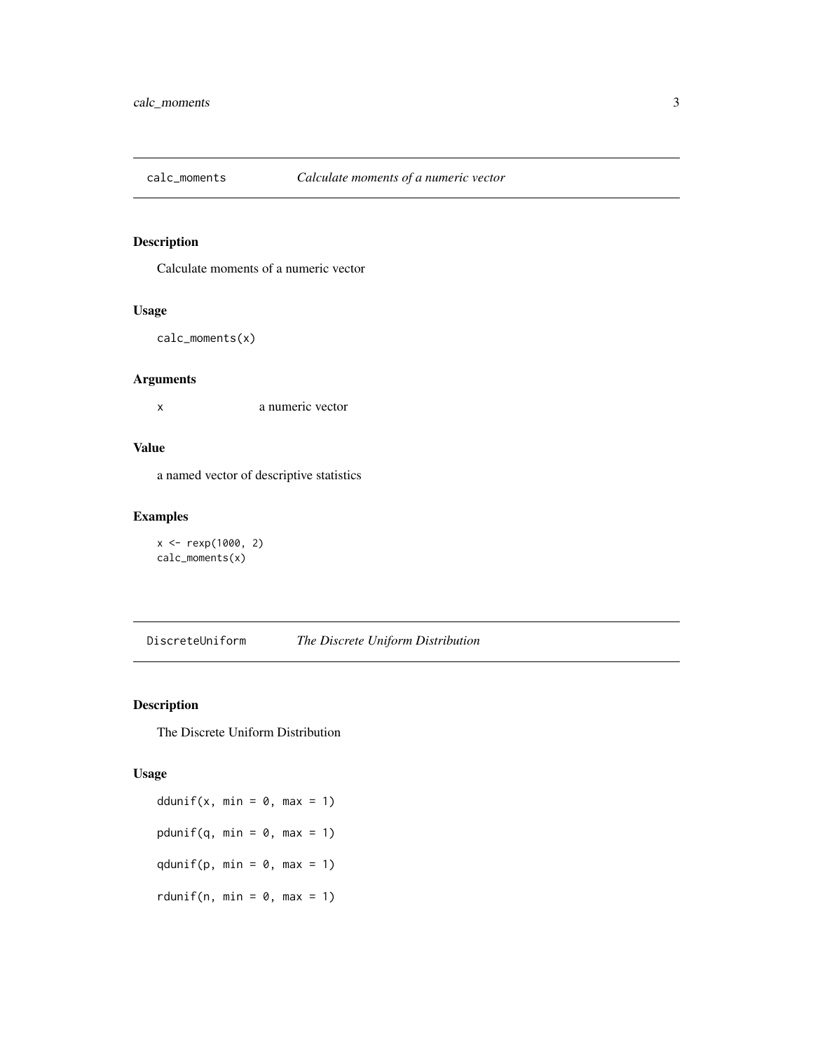## calc_moments — *Calculate moments of a numeric vector*

### Description

Calculate moments of a numeric vector

### Usage

```
calc_moments(x)
```

### Arguments

| | |
|---|---|
| x | a numeric vector |

### Value

a named vector of descriptive statistics

### Examples

```
x <- rexp(1000, 2)
calc_moments(x)
```

## DiscreteUniform — *The Discrete Uniform Distribution*

### Description

The Discrete Uniform Distribution

### Usage

```
ddunif(x, min = 0, max = 1)

pdunif(q, min = 0, max = 1)

qdunif(p, min = 0, max = 1)

rdunif(n, min = 0, max = 1)
```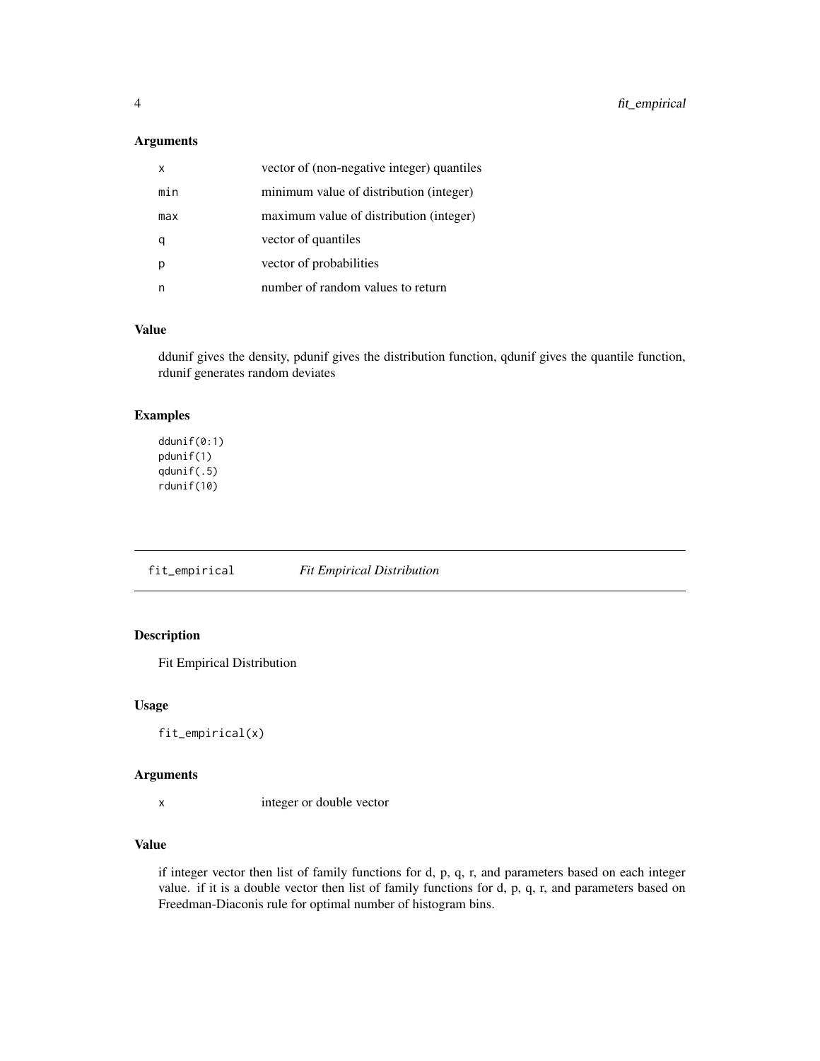### Arguments

| | |
|---|---|
| x | vector of (non-negative integer) quantiles |
| min | minimum value of distribution (integer) |
| max | maximum value of distribution (integer) |
| q | vector of quantiles |
| p | vector of probabilities |
| n | number of random values to return |

### Value

ddunif gives the density, pdunif gives the distribution function, qdunif gives the quantile function, rdunif generates random deviates

### Examples

```
ddunif(0:1)
pdunif(1)
qdunif(.5)
rdunif(10)
```

## fit_empirical *Fit Empirical Distribution*

### Description

Fit Empirical Distribution

### Usage

```
fit_empirical(x)
```

### Arguments

| | |
|---|---|
| x | integer or double vector |

### Value

if integer vector then list of family functions for d, p, q, r, and parameters based on each integer value. if it is a double vector then list of family functions for d, p, q, r, and parameters based on Freedman-Diaconis rule for optimal number of histogram bins.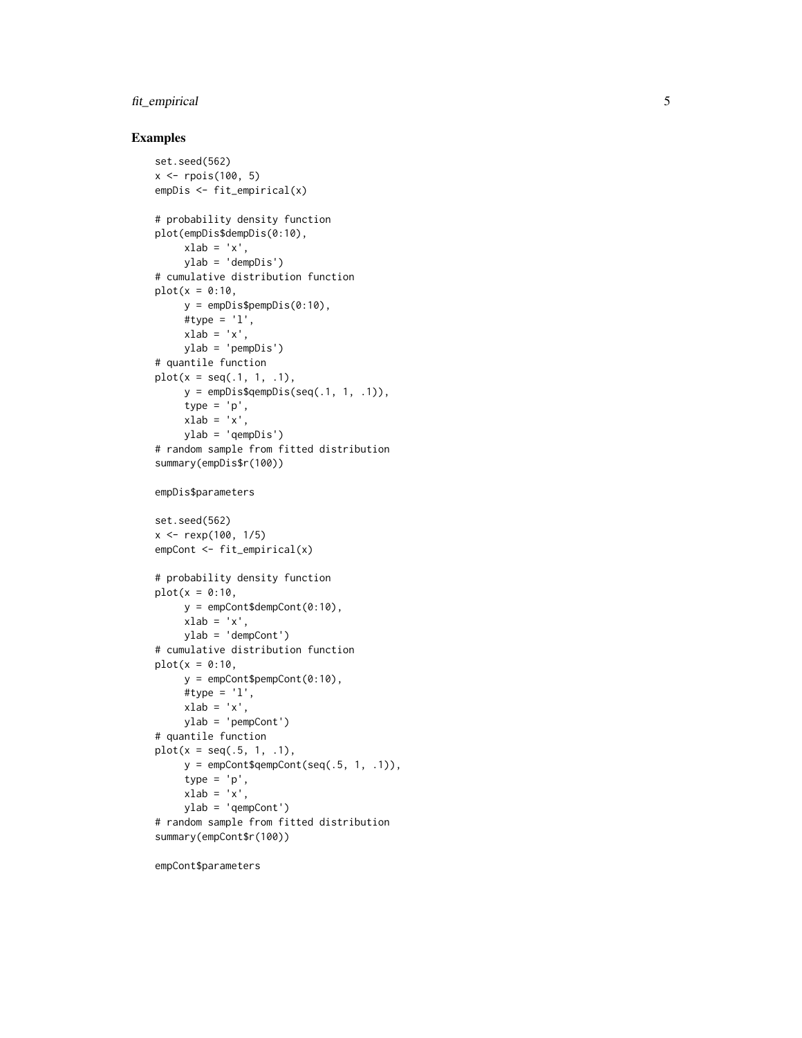## Examples

```
set.seed(562)
x <- rpois(100, 5)
empDis <- fit_empirical(x)

# probability density function
plot(empDis$dempDis(0:10),
     xlab = 'x',
     ylab = 'dempDis')
# cumulative distribution function
plot(x = 0:10,
     y = empDis$pempDis(0:10),
     #type = 'l',
     xlab = 'x',
     ylab = 'pempDis')
# quantile function
plot(x = seq(.1, 1, .1),
     y = empDis$qempDis(seq(.1, 1, .1)),
     type = 'p',
     xlab = 'x',
     ylab = 'qempDis')
# random sample from fitted distribution
summary(empDis$r(100))

empDis$parameters

set.seed(562)
x <- rexp(100, 1/5)
empCont <- fit_empirical(x)

# probability density function
plot(x = 0:10,
     y = empCont$dempCont(0:10),
     xlab = 'x',
     ylab = 'dempCont')
# cumulative distribution function
plot(x = 0:10,
     y = empCont$pempCont(0:10),
     #type = 'l',
     xlab = 'x',
     ylab = 'pempCont')
# quantile function
plot(x = seq(.5, 1, .1),
     y = empCont$qempCont(seq(.5, 1, .1)),
     type = 'p',
     xlab = 'x',
     ylab = 'qempCont')
# random sample from fitted distribution
summary(empCont$r(100))

empCont$parameters
```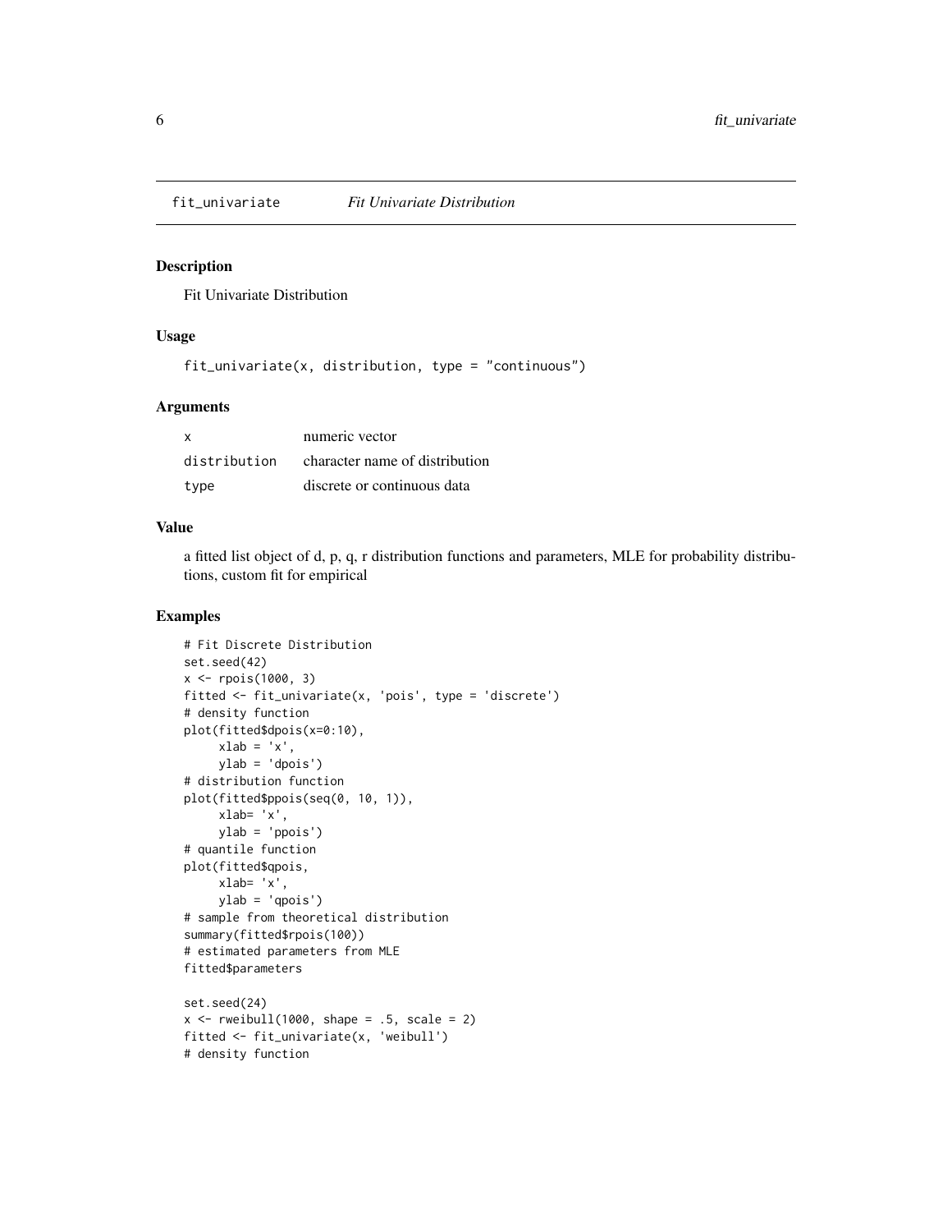# fit_univariate *Fit Univariate Distribution*

## Description

Fit Univariate Distribution

## Usage

```
fit_univariate(x, distribution, type = "continuous")
```

## Arguments

| | |
|---|---|
| x | numeric vector |
| distribution | character name of distribution |
| type | discrete or continuous data |

## Value

a fitted list object of d, p, q, r distribution functions and parameters, MLE for probability distributions, custom fit for empirical

## Examples

```
# Fit Discrete Distribution
set.seed(42)
x <- rpois(1000, 3)
fitted <- fit_univariate(x, 'pois', type = 'discrete')
# density function
plot(fitted$dpois(x=0:10),
     xlab = 'x',
     ylab = 'dpois')
# distribution function
plot(fitted$ppois(seq(0, 10, 1)),
     xlab= 'x',
     ylab = 'ppois')
# quantile function
plot(fitted$qpois,
     xlab= 'x',
     ylab = 'qpois')
# sample from theoretical distribution
summary(fitted$rpois(100))
# estimated parameters from MLE
fitted$parameters

set.seed(24)
x <- rweibull(1000, shape = .5, scale = 2)
fitted <- fit_univariate(x, 'weibull')
# density function
```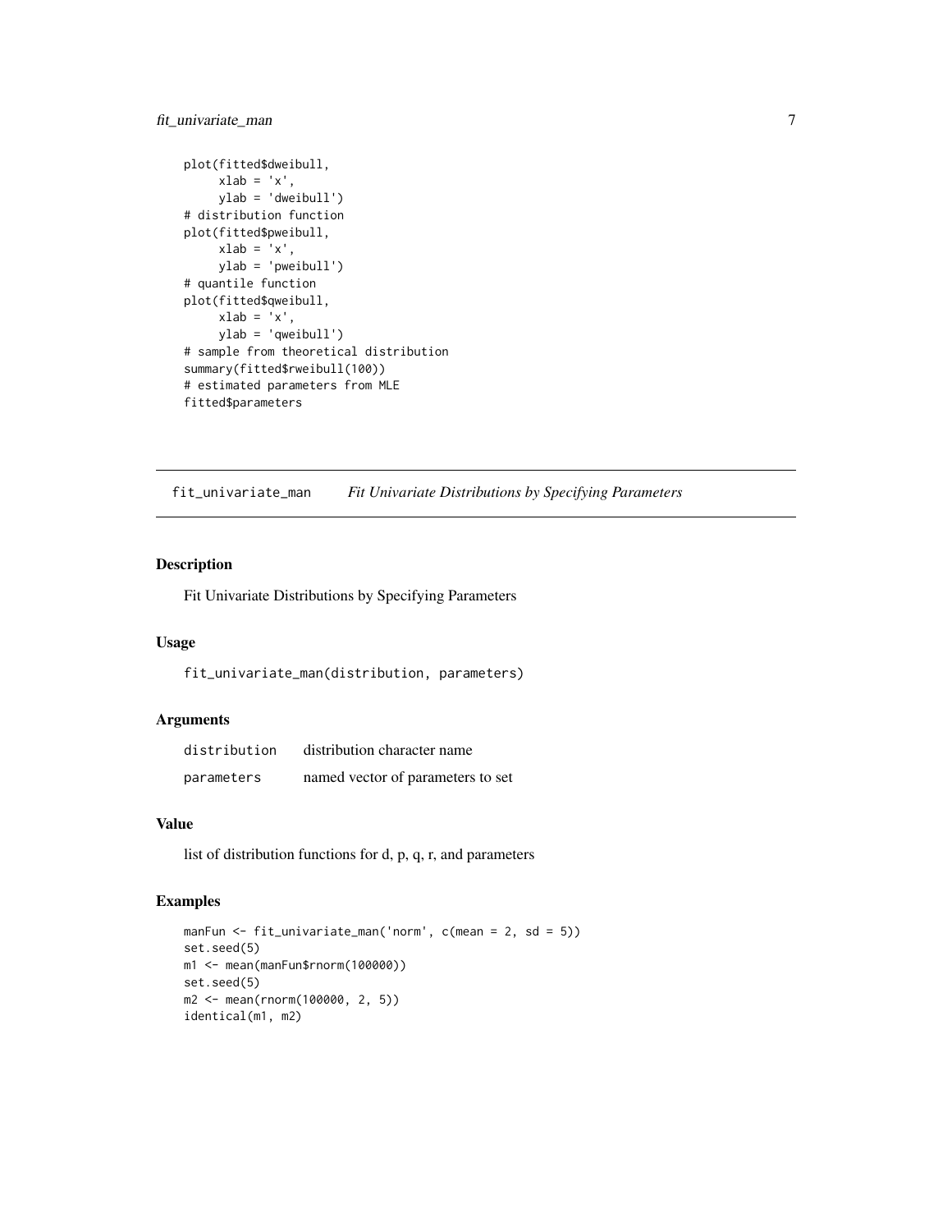```
plot(fitted$dweibull,
     xlab = 'x',
     ylab = 'dweibull')
# distribution function
plot(fitted$pweibull,
     xlab = 'x',
     ylab = 'pweibull')
# quantile function
plot(fitted$qweibull,
     xlab = 'x',
     ylab = 'qweibull')
# sample from theoretical distribution
summary(fitted$rweibull(100))
# estimated parameters from MLE
fitted$parameters
```

## fit_univariate_man *Fit Univariate Distributions by Specifying Parameters*

### Description

Fit Univariate Distributions by Specifying Parameters

### Usage

```
fit_univariate_man(distribution, parameters)
```

### Arguments

| | |
|---|---|
| distribution | distribution character name |
| parameters | named vector of parameters to set |

### Value

list of distribution functions for d, p, q, r, and parameters

### Examples

```
manFun <- fit_univariate_man('norm', c(mean = 2, sd = 5))
set.seed(5)
m1 <- mean(manFun$rnorm(100000))
set.seed(5)
m2 <- mean(rnorm(100000, 2, 5))
identical(m1, m2)
```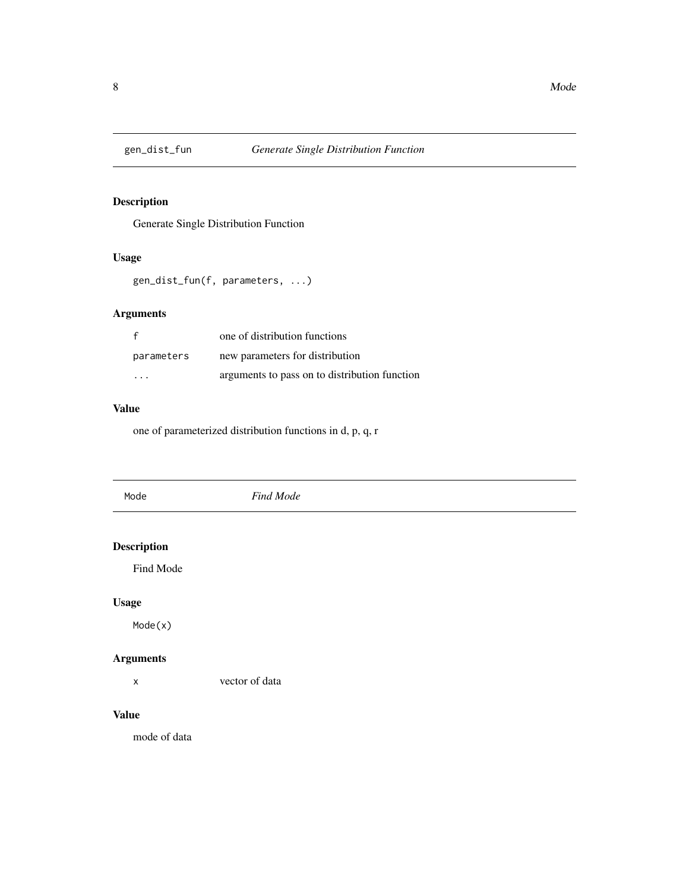## gen_dist_fun — *Generate Single Distribution Function*

### Description

Generate Single Distribution Function

### Usage

```
gen_dist_fun(f, parameters, ...)
```

### Arguments

| | |
|---|---|
| `f` | one of distribution functions |
| `parameters` | new parameters for distribution |
| `...` | arguments to pass on to distribution function |

### Value

one of parameterized distribution functions in d, p, q, r

## Mode — *Find Mode*

### Description

Find Mode

### Usage

```
Mode(x)
```

### Arguments

| | |
|---|---|
| `x` | vector of data |

### Value

mode of data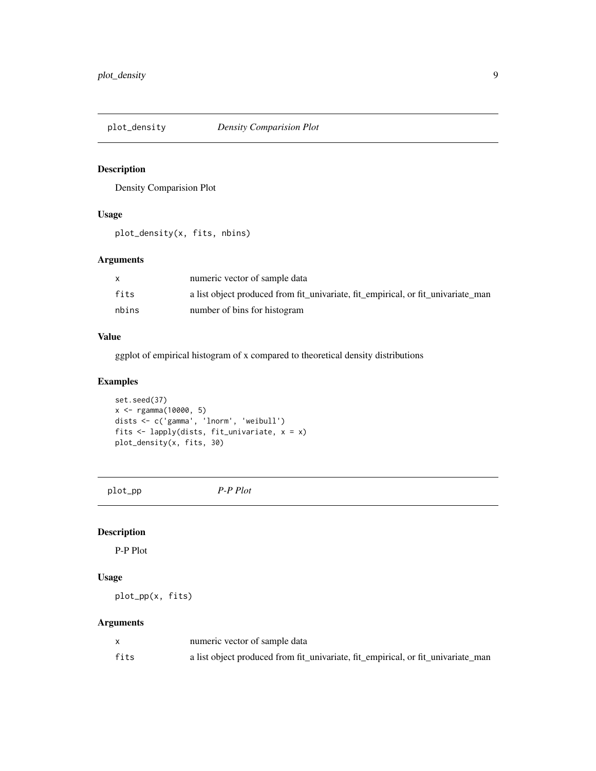## plot_density    *Density Comparision Plot*

### Description

Density Comparision Plot

### Usage

```
plot_density(x, fits, nbins)
```

### Arguments

| | |
|---|---|
| x | numeric vector of sample data |
| fits | a list object produced from fit_univariate, fit_empirical, or fit_univariate_man |
| nbins | number of bins for histogram |

### Value

ggplot of empirical histogram of x compared to theoretical density distributions

### Examples

```
set.seed(37)
x <- rgamma(10000, 5)
dists <- c('gamma', 'lnorm', 'weibull')
fits <- lapply(dists, fit_univariate, x = x)
plot_density(x, fits, 30)
```

## plot_pp    *P-P Plot*

### Description

P-P Plot

### Usage

```
plot_pp(x, fits)
```

### Arguments

| | |
|---|---|
| x | numeric vector of sample data |
| fits | a list object produced from fit_univariate, fit_empirical, or fit_univariate_man |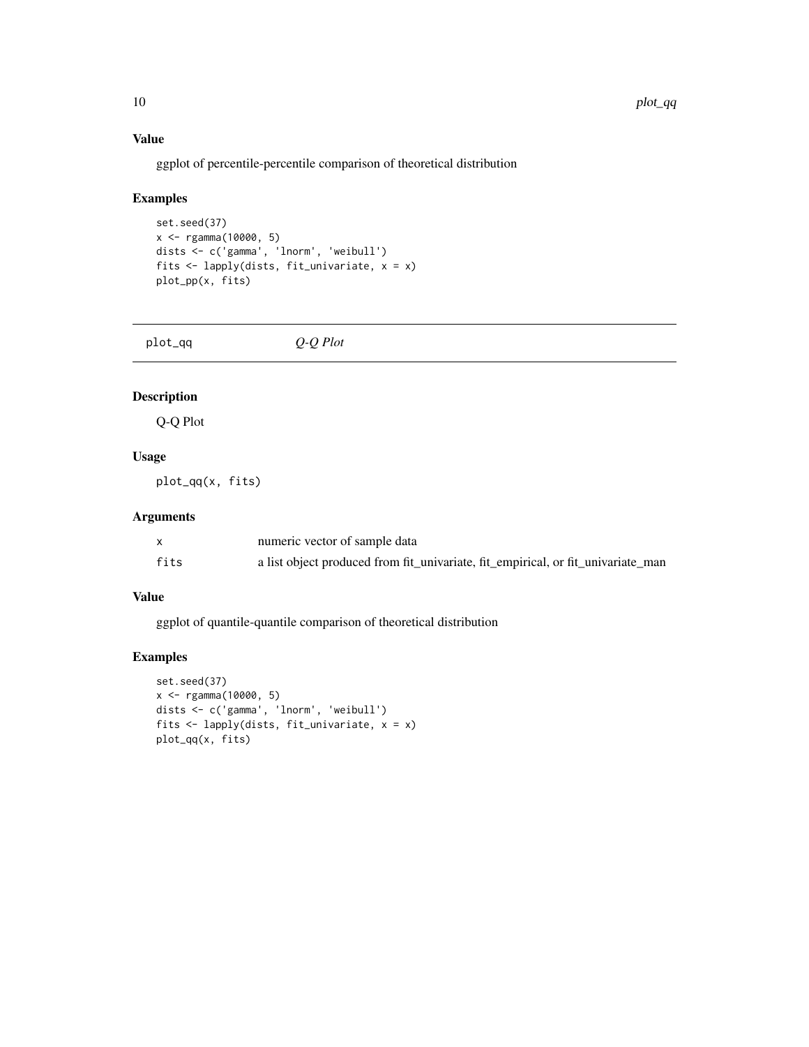### Value

ggplot of percentile-percentile comparison of theoretical distribution

### Examples

```
set.seed(37)
x <- rgamma(10000, 5)
dists <- c('gamma', 'lnorm', 'weibull')
fits <- lapply(dists, fit_univariate, x = x)
plot_pp(x, fits)
```

---

## plot_qq    *Q-Q Plot*

---

### Description

Q-Q Plot

### Usage

```
plot_qq(x, fits)
```

### Arguments

| | |
|---|---|
| x | numeric vector of sample data |
| fits | a list object produced from fit_univariate, fit_empirical, or fit_univariate_man |

### Value

ggplot of quantile-quantile comparison of theoretical distribution

### Examples

```
set.seed(37)
x <- rgamma(10000, 5)
dists <- c('gamma', 'lnorm', 'weibull')
fits <- lapply(dists, fit_univariate, x = x)
plot_qq(x, fits)
```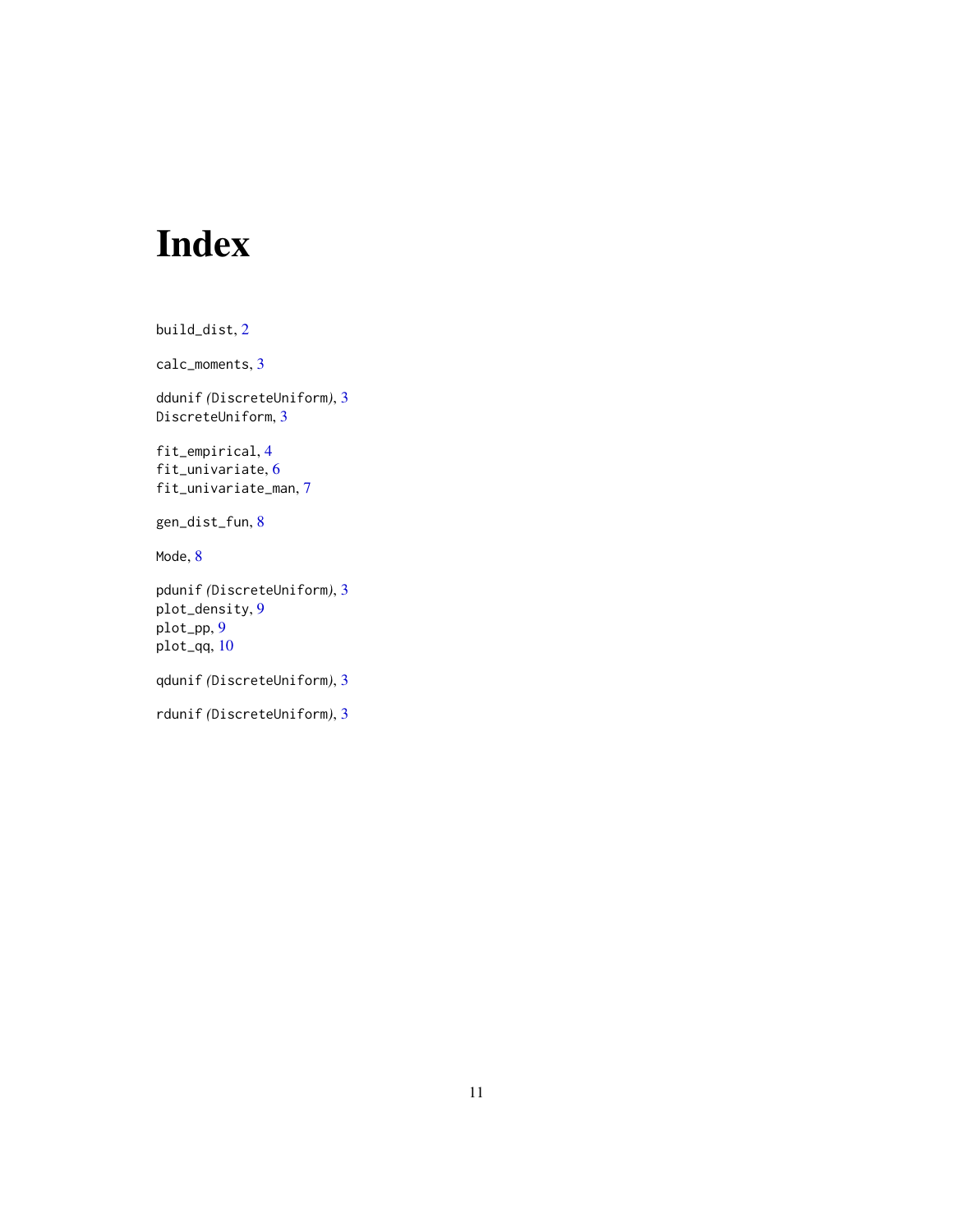# Index

build_dist, 2

calc_moments, 3

ddunif (DiscreteUniform), 3
DiscreteUniform, 3

fit_empirical, 4
fit_univariate, 6
fit_univariate_man, 7

gen_dist_fun, 8

Mode, 8

pdunif (DiscreteUniform), 3
plot_density, 9
plot_pp, 9
plot_qq, 10

qdunif (DiscreteUniform), 3

rdunif (DiscreteUniform), 3